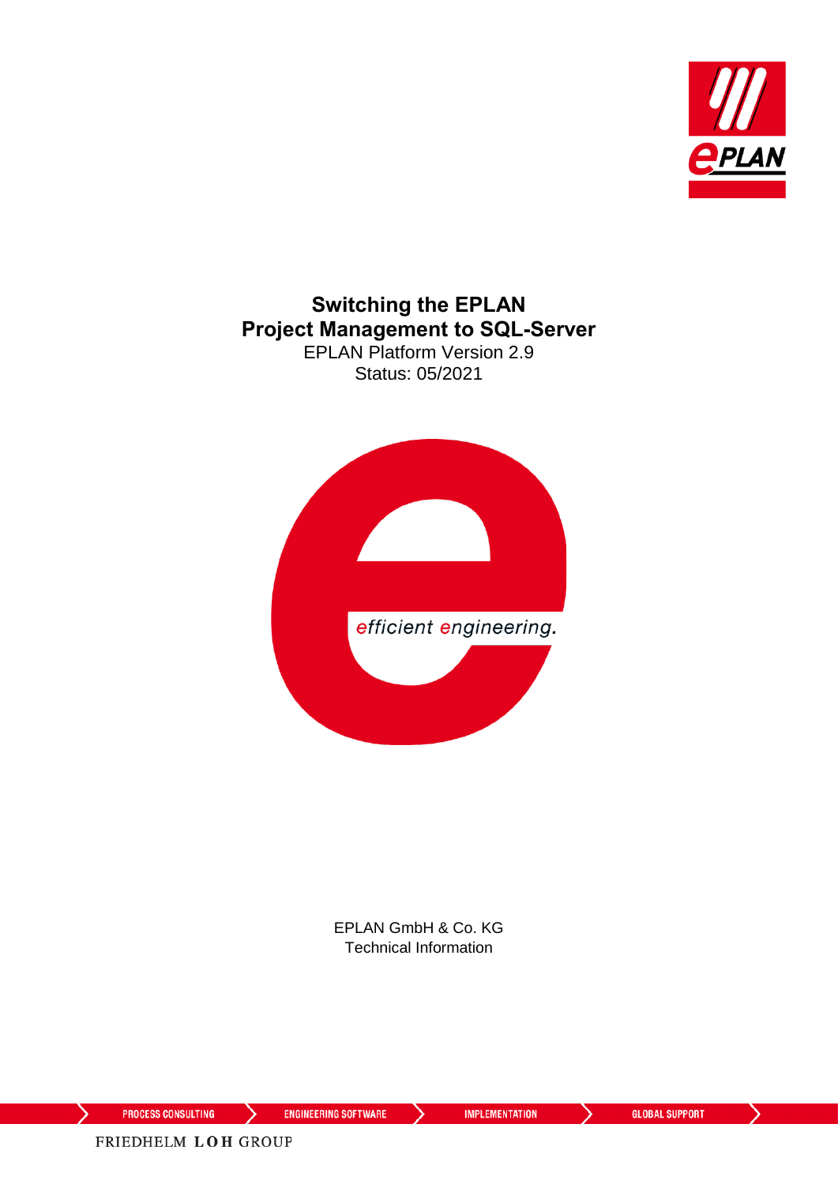# Switching the EPLAN Project Management to SQL-Server

EPLAN Platform Version 2.9

Status: 05/2021

efficient engineering.

EPLAN GmbH & Co. KG

Technical Information

PROCESS CONSULTING ENGINEERING SOFTWARE IMPLEMENTATION GLOBAL SUPPORT

FRIEDHELM LOH GROUP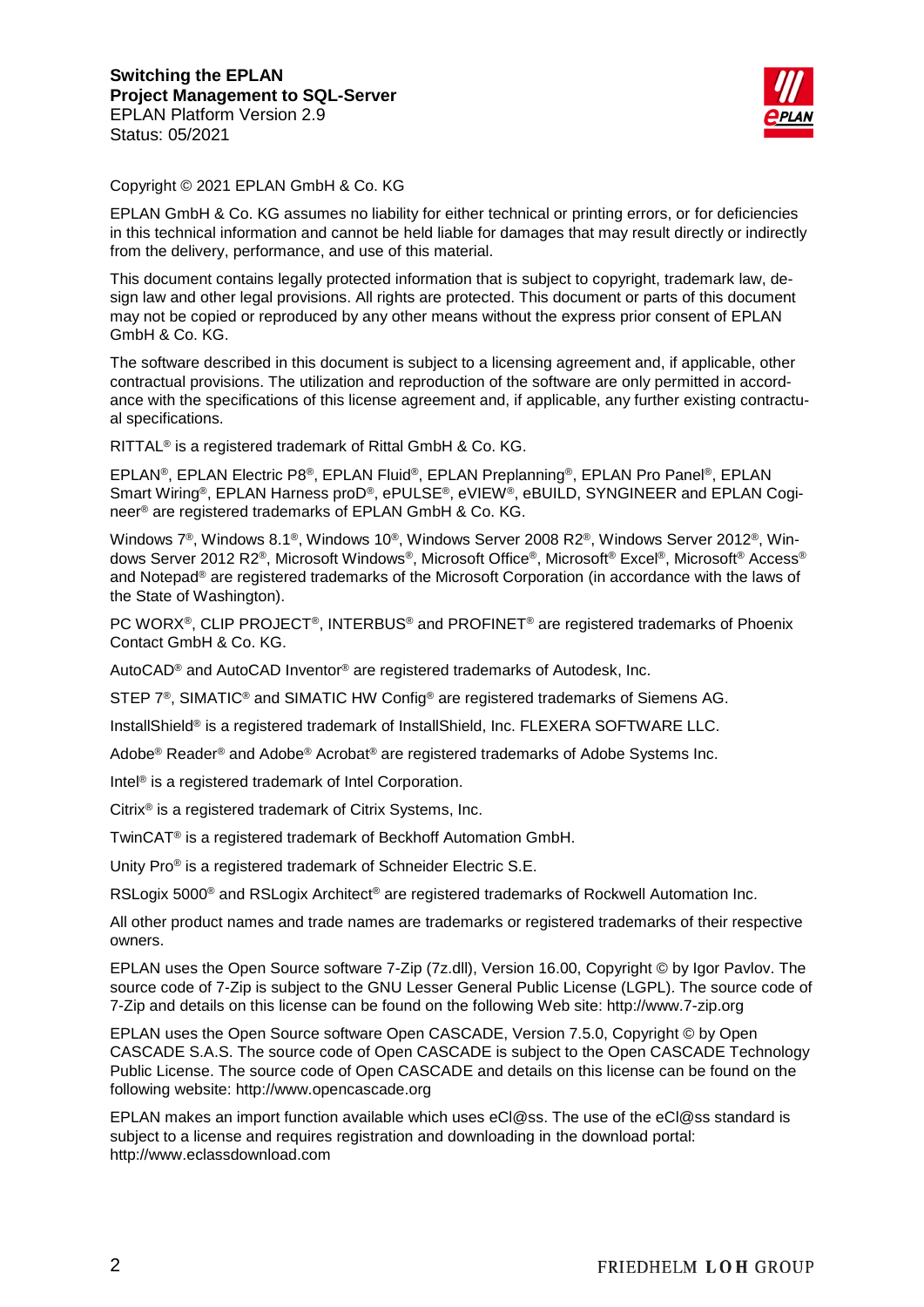Copyright © 2021 EPLAN GmbH & Co. KG

EPLAN GmbH & Co. KG assumes no liability for either technical or printing errors, or for deficiencies in this technical information and cannot be held liable for damages that may result directly or indirectly from the delivery, performance, and use of this material.

This document contains legally protected information that is subject to copyright, trademark law, design law and other legal provisions. All rights are protected. This document or parts of this document may not be copied or reproduced by any other means without the express prior consent of EPLAN GmbH & Co. KG.

The software described in this document is subject to a licensing agreement and, if applicable, other contractual provisions. The utilization and reproduction of the software are only permitted in accordance with the specifications of this license agreement and, if applicable, any further existing contractual specifications.

RITTAL® is a registered trademark of Rittal GmbH & Co. KG.

EPLAN®, EPLAN Electric P8®, EPLAN Fluid®, EPLAN Preplanning®, EPLAN Pro Panel®, EPLAN Smart Wiring®, EPLAN Harness proD®, ePULSE®, eVIEW®, eBUILD, SYNGINEER and EPLAN Cogineer® are registered trademarks of EPLAN GmbH & Co. KG.

Windows 7®, Windows 8.1®, Windows 10®, Windows Server 2008 R2®, Windows Server 2012®, Windows Server 2012 R2®, Microsoft Windows®, Microsoft Office®, Microsoft® Excel®, Microsoft® Access® and Notepad® are registered trademarks of the Microsoft Corporation (in accordance with the laws of the State of Washington).

PC WORX®, CLIP PROJECT®, INTERBUS® and PROFINET® are registered trademarks of Phoenix Contact GmbH & Co. KG.

AutoCAD® and AutoCAD Inventor® are registered trademarks of Autodesk, Inc.

STEP 7®, SIMATIC® and SIMATIC HW Config® are registered trademarks of Siemens AG.

InstallShield® is a registered trademark of InstallShield, Inc. FLEXERA SOFTWARE LLC.

Adobe® Reader® and Adobe® Acrobat® are registered trademarks of Adobe Systems Inc.

Intel® is a registered trademark of Intel Corporation.

Citrix® is a registered trademark of Citrix Systems, Inc.

TwinCAT® is a registered trademark of Beckhoff Automation GmbH.

Unity Pro® is a registered trademark of Schneider Electric S.E.

RSLogix 5000® and RSLogix Architect® are registered trademarks of Rockwell Automation Inc.

All other product names and trade names are trademarks or registered trademarks of their respective owners.

EPLAN uses the Open Source software 7-Zip (7z.dll), Version 16.00, Copyright © by Igor Pavlov. The source code of 7-Zip is subject to the GNU Lesser General Public License (LGPL). The source code of 7-Zip and details on this license can be found on the following Web site: http://www.7-zip.org

EPLAN uses the Open Source software Open CASCADE, Version 7.5.0, Copyright © by Open CASCADE S.A.S. The source code of Open CASCADE is subject to the Open CASCADE Technology Public License. The source code of Open CASCADE and details on this license can be found on the following website: http://www.opencascade.org

EPLAN makes an import function available which uses eCl@ss. The use of the eCl@ss standard is subject to a license and requires registration and downloading in the download portal: http://www.eclassdownload.com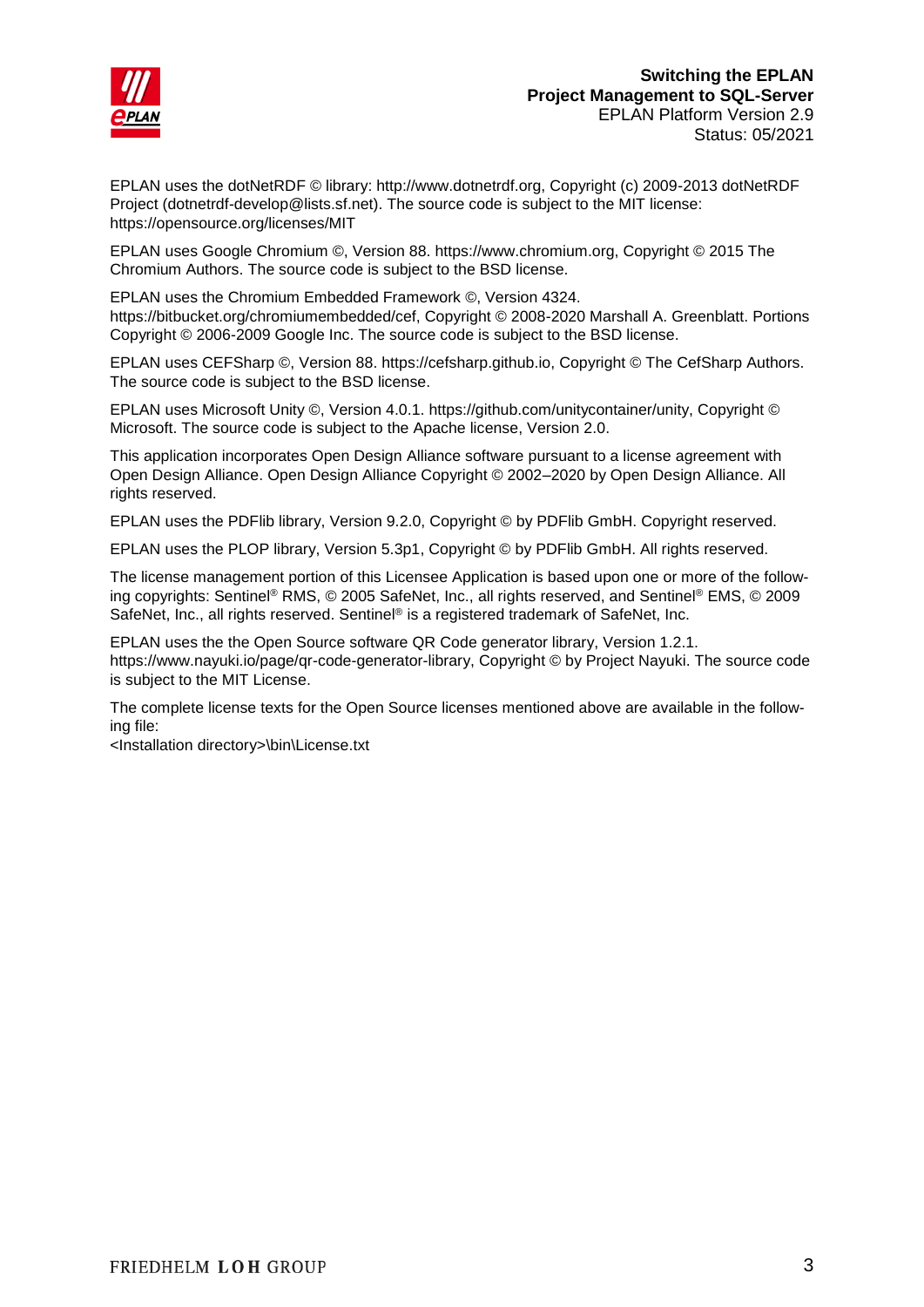EPLAN uses the dotNetRDF © library: http://www.dotnetrdf.org, Copyright (c) 2009-2013 dotNetRDF Project (dotnetrdf-develop@lists.sf.net). The source code is subject to the MIT license: https://opensource.org/licenses/MIT

EPLAN uses Google Chromium ©, Version 88. https://www.chromium.org, Copyright © 2015 The Chromium Authors. The source code is subject to the BSD license.

EPLAN uses the Chromium Embedded Framework ©, Version 4324. https://bitbucket.org/chromiumembedded/cef, Copyright © 2008-2020 Marshall A. Greenblatt. Portions Copyright © 2006-2009 Google Inc. The source code is subject to the BSD license.

EPLAN uses CEFSharp ©, Version 88. https://cefsharp.github.io, Copyright © The CefSharp Authors. The source code is subject to the BSD license.

EPLAN uses Microsoft Unity ©, Version 4.0.1. https://github.com/unitycontainer/unity, Copyright © Microsoft. The source code is subject to the Apache license, Version 2.0.

This application incorporates Open Design Alliance software pursuant to a license agreement with Open Design Alliance. Open Design Alliance Copyright © 2002–2020 by Open Design Alliance. All rights reserved.

EPLAN uses the PDFlib library, Version 9.2.0, Copyright © by PDFlib GmbH. Copyright reserved.

EPLAN uses the PLOP library, Version 5.3p1, Copyright © by PDFlib GmbH. All rights reserved.

The license management portion of this Licensee Application is based upon one or more of the following copyrights: Sentinel® RMS, © 2005 SafeNet, Inc., all rights reserved, and Sentinel® EMS, © 2009 SafeNet, Inc., all rights reserved. Sentinel® is a registered trademark of SafeNet, Inc.

EPLAN uses the the Open Source software QR Code generator library, Version 1.2.1. https://www.nayuki.io/page/qr-code-generator-library, Copyright © by Project Nayuki. The source code is subject to the MIT License.

The complete license texts for the Open Source licenses mentioned above are available in the following file:
<Installation directory>\bin\License.txt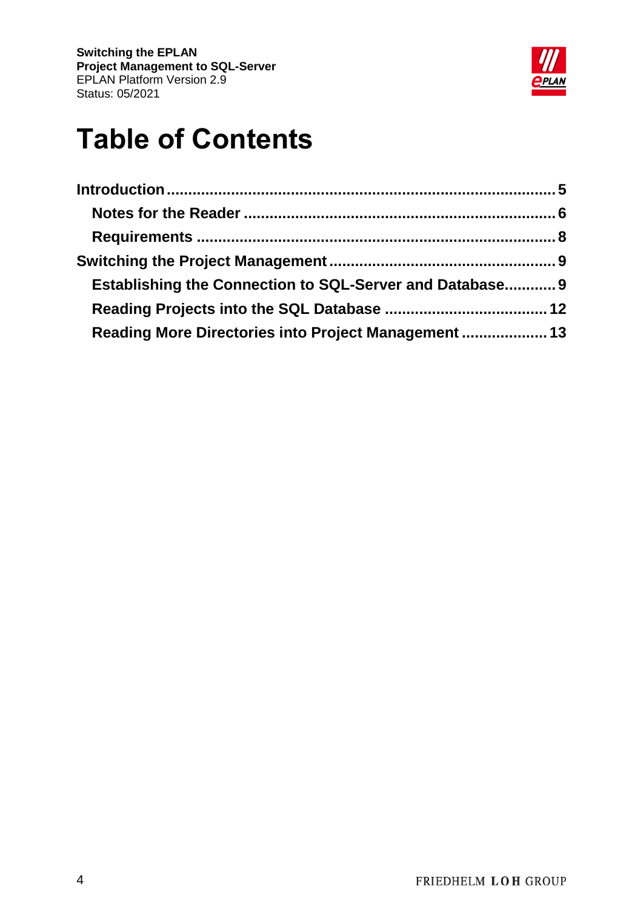# Table of Contents

- **Introduction** .......... 5
  - **Notes for the Reader** .......... 6
  - **Requirements** .......... 8
- **Switching the Project Management** .......... 9
  - **Establishing the Connection to SQL-Server and Database** .......... 9
  - **Reading Projects into the SQL Database** .......... 12
  - **Reading More Directories into Project Management** .......... 13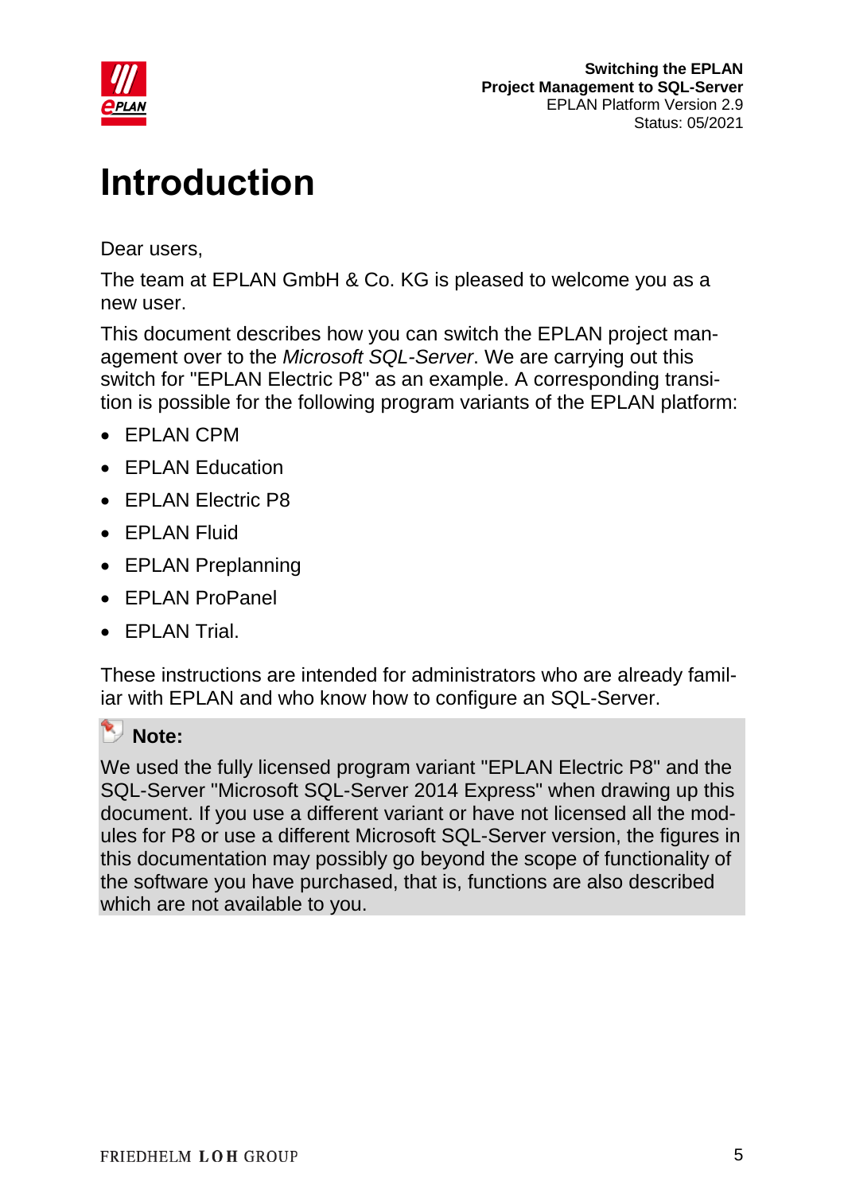# Introduction

Dear users,

The team at EPLAN GmbH & Co. KG is pleased to welcome you as a new user.

This document describes how you can switch the EPLAN project management over to the *Microsoft SQL-Server*. We are carrying out this switch for "EPLAN Electric P8" as an example. A corresponding transition is possible for the following program variants of the EPLAN platform:

- EPLAN CPM
- EPLAN Education
- EPLAN Electric P8
- EPLAN Fluid
- EPLAN Preplanning
- EPLAN ProPanel
- EPLAN Trial.

These instructions are intended for administrators who are already familiar with EPLAN and who know how to configure an SQL-Server.

**Note:**

We used the fully licensed program variant "EPLAN Electric P8" and the SQL-Server "Microsoft SQL-Server 2014 Express" when drawing up this document. If you use a different variant or have not licensed all the modules for P8 or use a different Microsoft SQL-Server version, the figures in this documentation may possibly go beyond the scope of functionality of the software you have purchased, that is, functions are also described which are not available to you.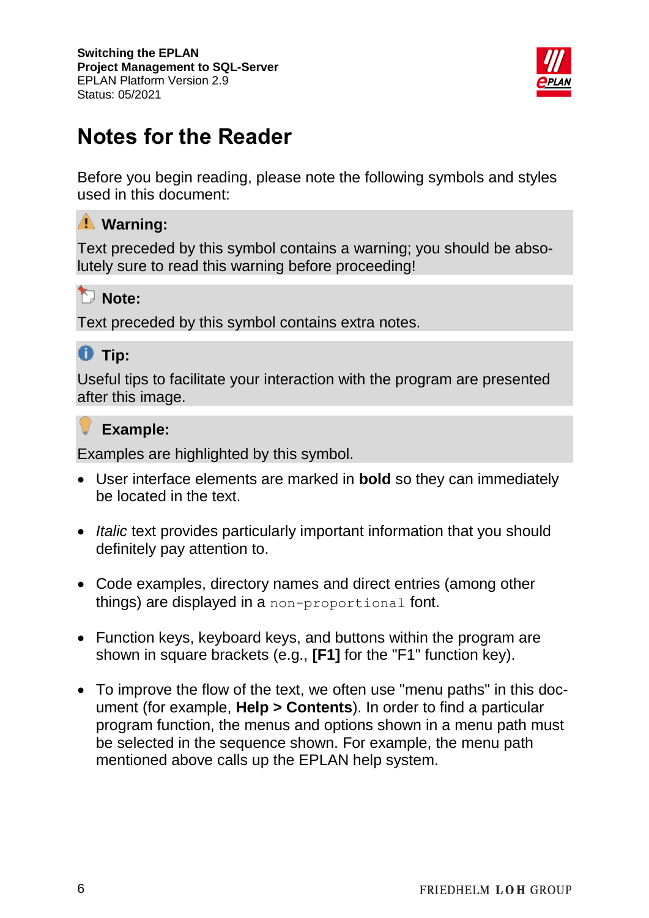# Notes for the Reader

Before you begin reading, please note the following symbols and styles used in this document:

**Warning:**

Text preceded by this symbol contains a warning; you should be absolutely sure to read this warning before proceeding!

**Note:**

Text preceded by this symbol contains extra notes.

**Tip:**

Useful tips to facilitate your interaction with the program are presented after this image.

**Example:**

Examples are highlighted by this symbol.

- User interface elements are marked in **bold** so they can immediately be located in the text.
- *Italic* text provides particularly important information that you should definitely pay attention to.
- Code examples, directory names and direct entries (among other things) are displayed in a `non-proportional` font.
- Function keys, keyboard keys, and buttons within the program are shown in square brackets (e.g., **[F1]** for the "F1" function key).
- To improve the flow of the text, we often use "menu paths" in this document (for example, **Help > Contents**). In order to find a particular program function, the menus and options shown in a menu path must be selected in the sequence shown. For example, the menu path mentioned above calls up the EPLAN help system.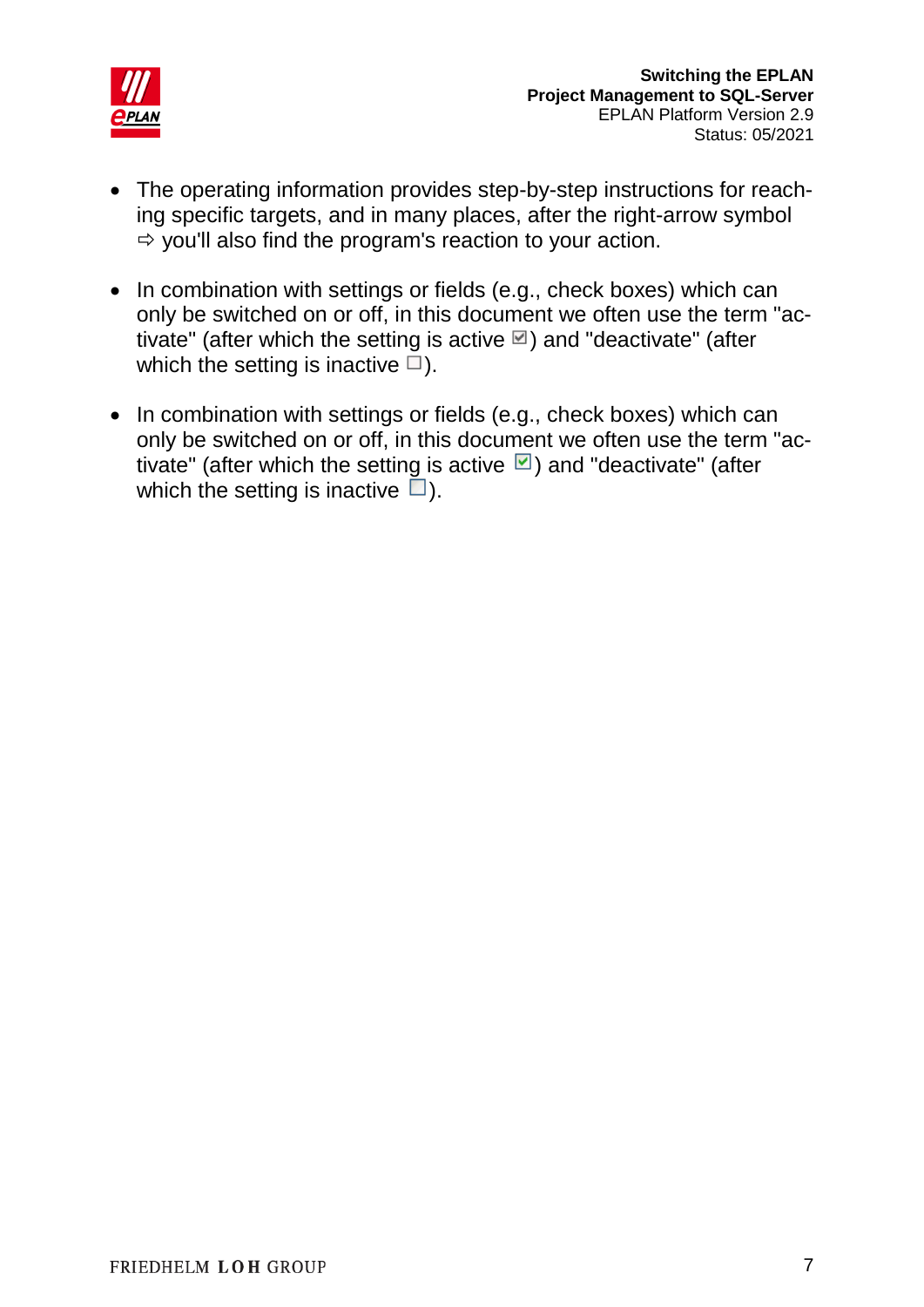- The operating information provides step-by-step instructions for reaching specific targets, and in many places, after the right-arrow symbol ⇨ you'll also find the program's reaction to your action.

- In combination with settings or fields (e.g., check boxes) which can only be switched on or off, in this document we often use the term "activate" (after which the setting is active ☑) and "deactivate" (after which the setting is inactive ☐).

- In combination with settings or fields (e.g., check boxes) which can only be switched on or off, in this document we often use the term "activate" (after which the setting is active ☑) and "deactivate" (after which the setting is inactive ☐).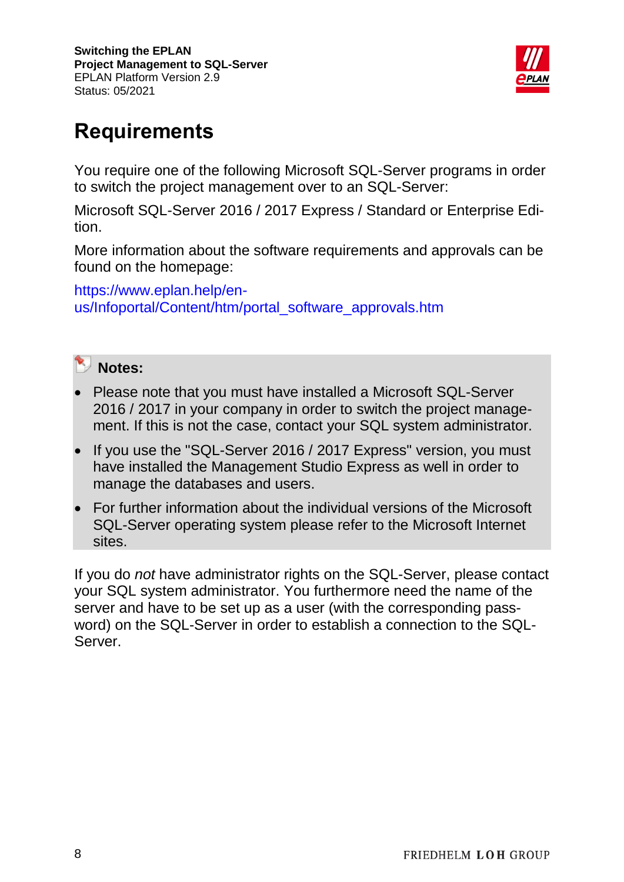# Requirements

You require one of the following Microsoft SQL-Server programs in order to switch the project management over to an SQL-Server:

Microsoft SQL-Server 2016 / 2017 Express / Standard or Enterprise Edition.

More information about the software requirements and approvals can be found on the homepage:

https://www.eplan.help/en-us/Infoportal/Content/htm/portal_software_approvals.htm

**Notes:**

- Please note that you must have installed a Microsoft SQL-Server 2016 / 2017 in your company in order to switch the project management. If this is not the case, contact your SQL system administrator.
- If you use the "SQL-Server 2016 / 2017 Express" version, you must have installed the Management Studio Express as well in order to manage the databases and users.
- For further information about the individual versions of the Microsoft SQL-Server operating system please refer to the Microsoft Internet sites.

If you do *not* have administrator rights on the SQL-Server, please contact your SQL system administrator. You furthermore need the name of the server and have to be set up as a user (with the corresponding password) on the SQL-Server in order to establish a connection to the SQL-Server.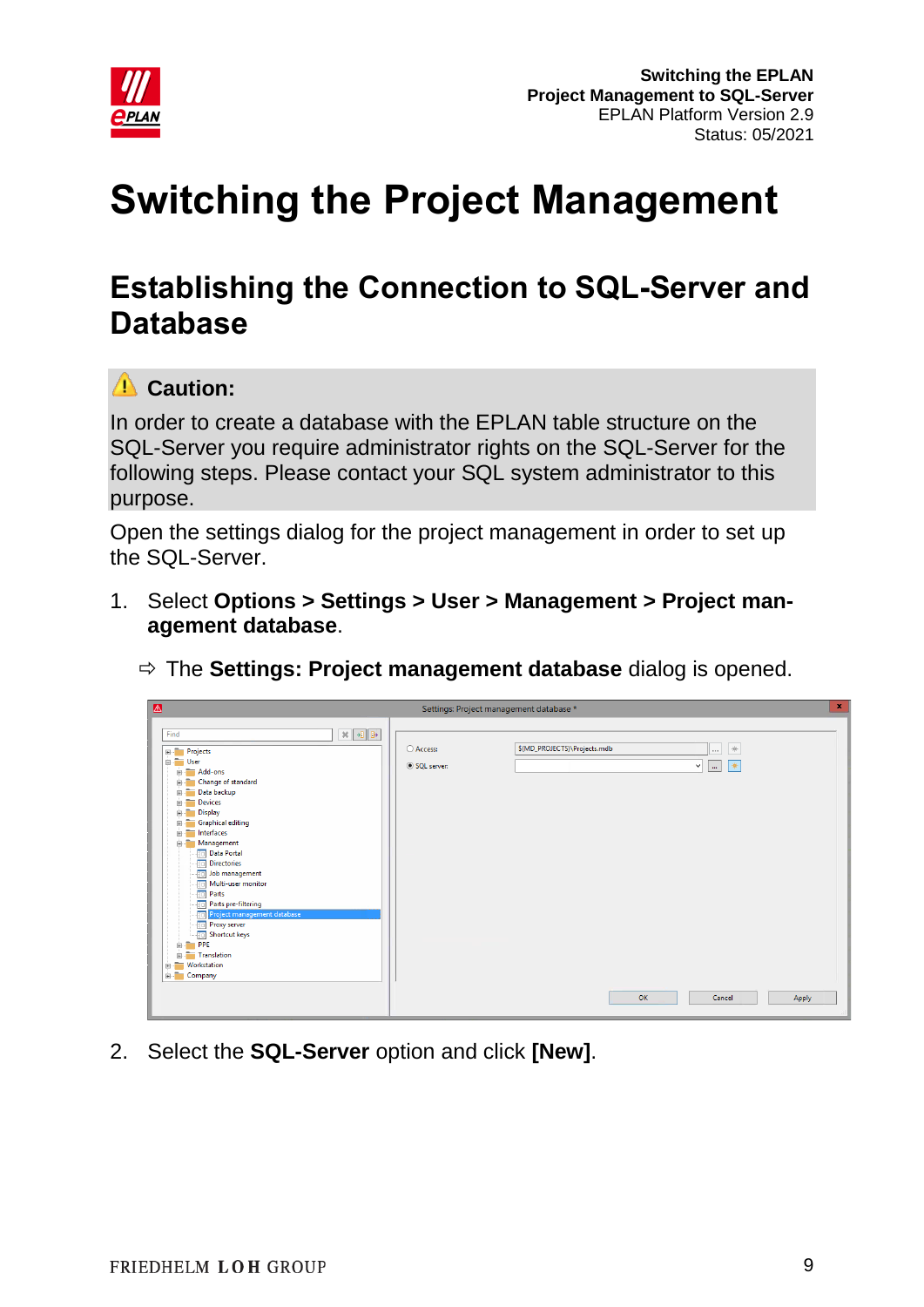# Switching the Project Management

## Establishing the Connection to SQL-Server and Database

> ⚠ **Caution:**
> In order to create a database with the EPLAN table structure on the SQL-Server you require administrator rights on the SQL-Server for the following steps. Please contact your SQL system administrator to this purpose.

Open the settings dialog for the project management in order to set up the SQL-Server.

1. Select **Options > Settings > User > Management > Project management database**.

   ⇨ The **Settings: Project management database** dialog is opened.

2. Select the **SQL-Server** option and click **[New]**.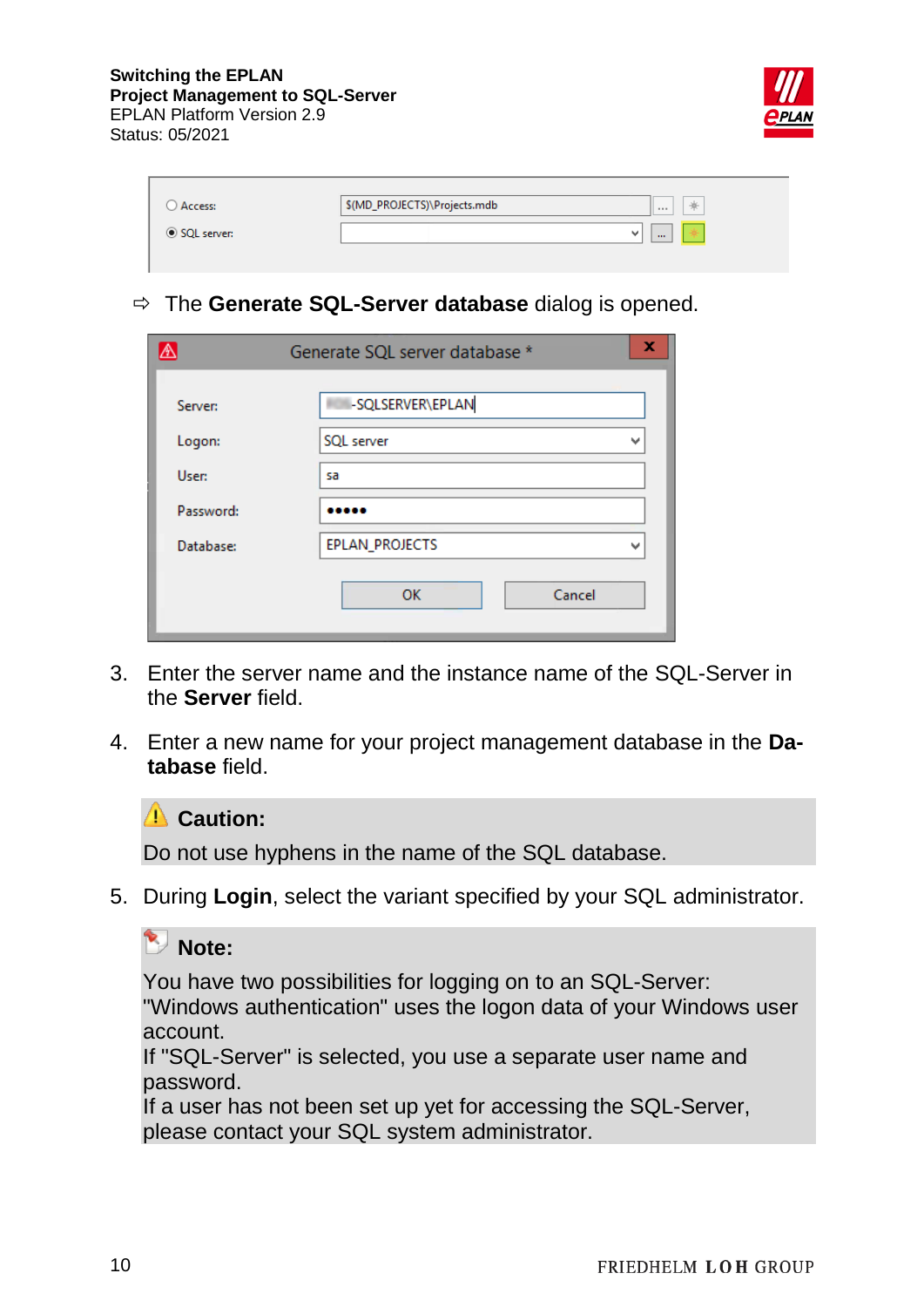⇨ The **Generate SQL-Server database** dialog is opened.

3. Enter the server name and the instance name of the SQL-Server in the **Server** field.

4. Enter a new name for your project management database in the **Database** field.

> **Caution:**
> Do not use hyphens in the name of the SQL database.

5. During **Login**, select the variant specified by your SQL administrator.

> **Note:**
> You have two possibilities for logging on to an SQL-Server:
> "Windows authentication" uses the logon data of your Windows user account.
> If "SQL-Server" is selected, you use a separate user name and password.
> If a user has not been set up yet for accessing the SQL-Server, please contact your SQL system administrator.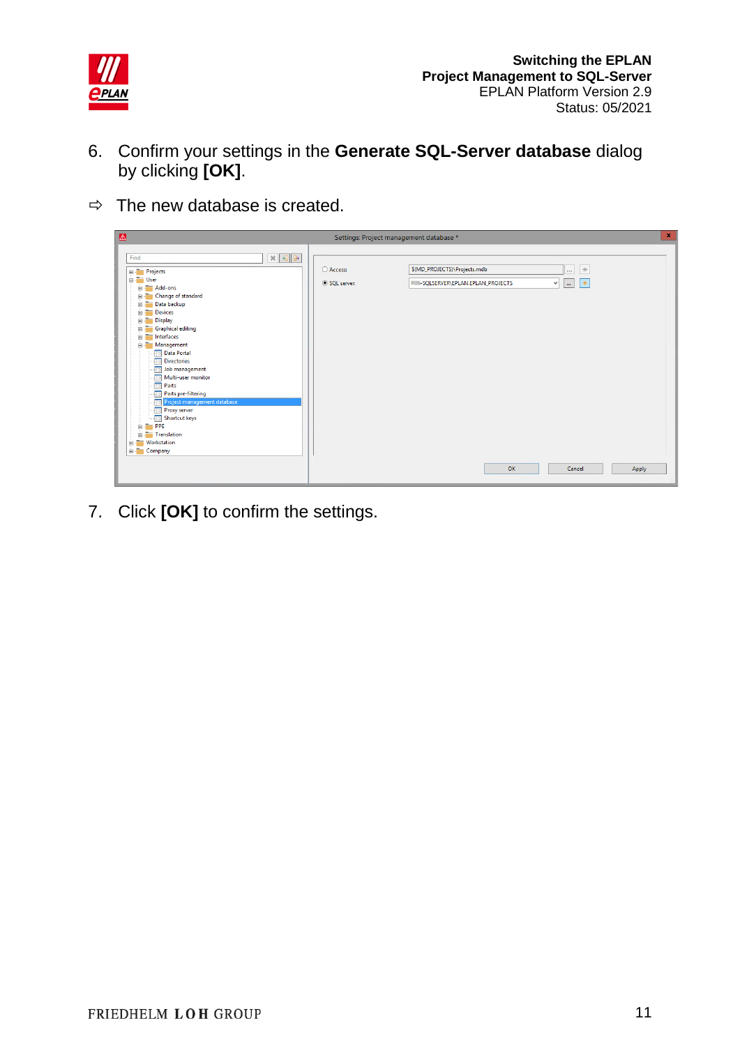6. Confirm your settings in the **Generate SQL-Server database** dialog by clicking **[OK]**.

⇨ The new database is created.

7. Click **[OK]** to confirm the settings.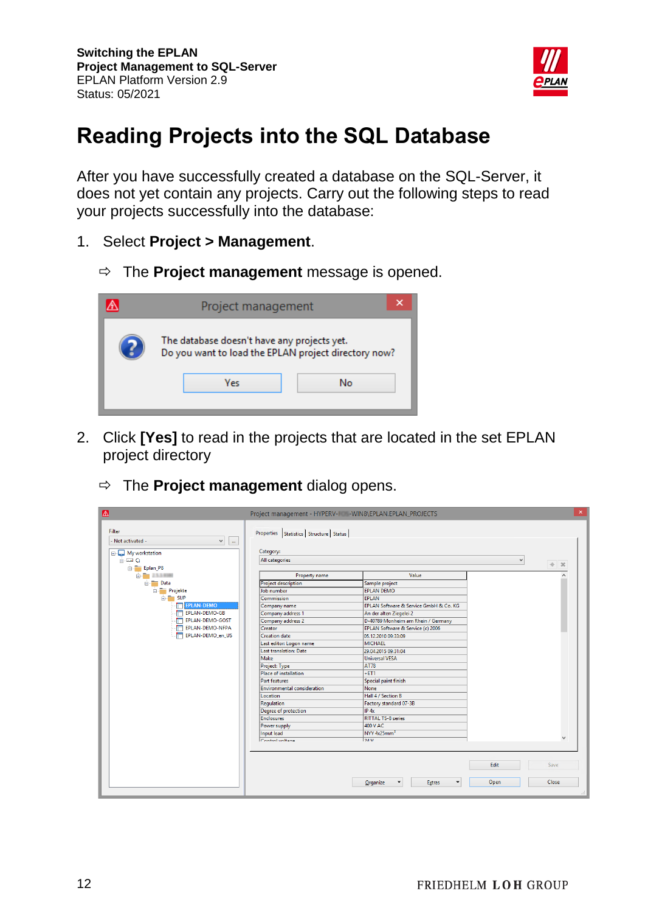# Reading Projects into the SQL Database

After you have successfully created a database on the SQL-Server, it does not yet contain any projects. Carry out the following steps to read your projects successfully into the database:

1. Select **Project > Management**.

   ⇨ The **Project management** message is opened.

2. Click **[Yes]** to read in the projects that are located in the set EPLAN project directory

   ⇨ The **Project management** dialog opens.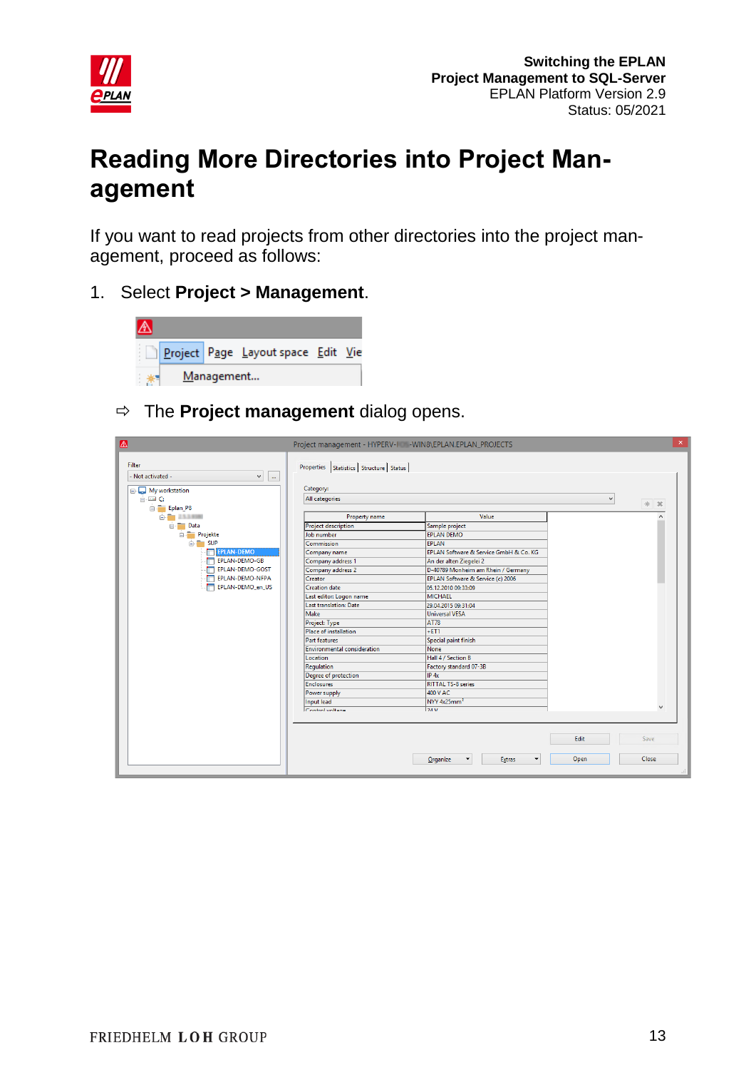# Reading More Directories into Project Management

If you want to read projects from other directories into the project management, proceed as follows:

1. Select **Project > Management**.

⇨ The **Project management** dialog opens.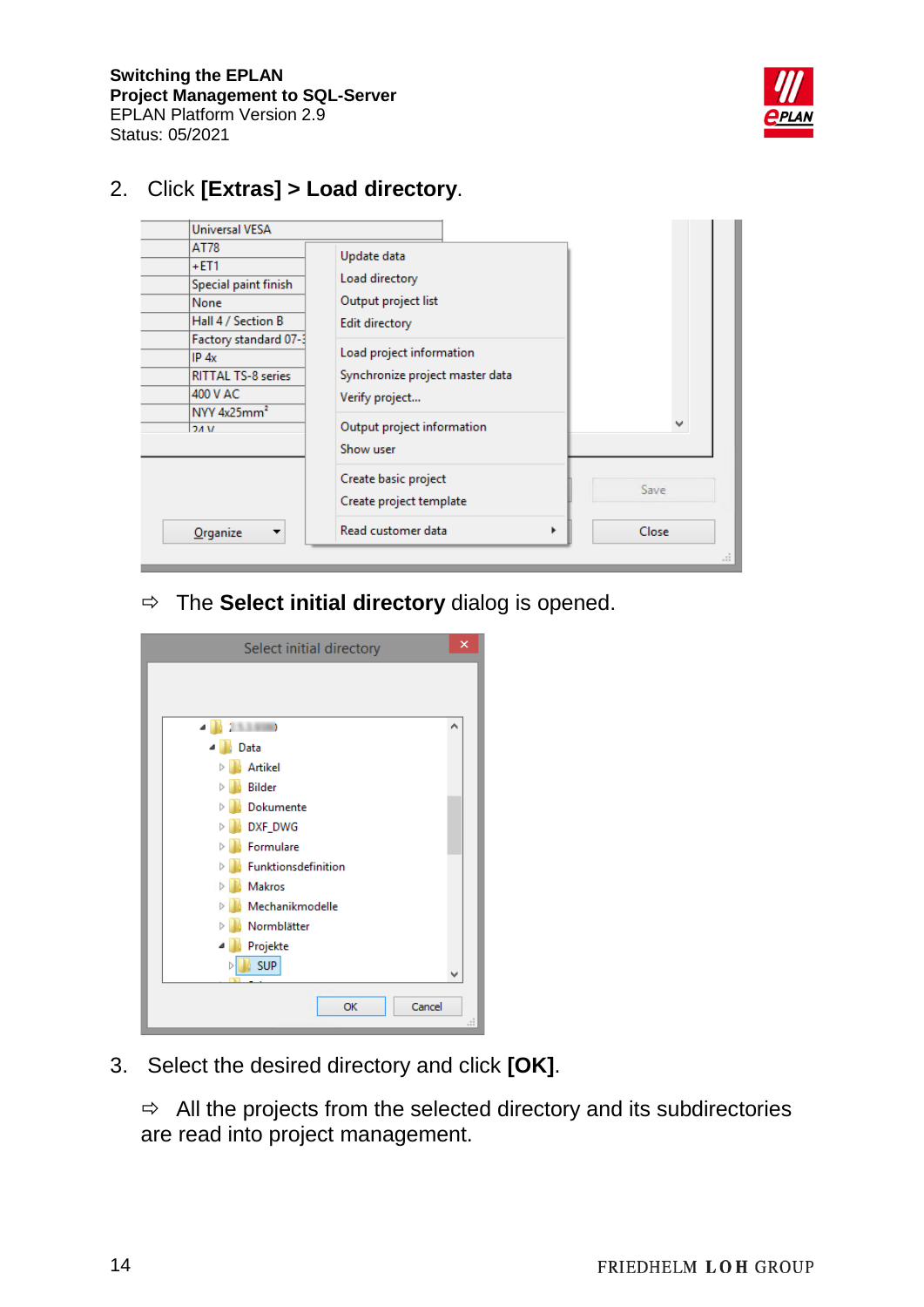2. Click **[Extras] > Load directory**.

⇨ The **Select initial directory** dialog is opened.

3. Select the desired directory and click **[OK]**.

⇨ All the projects from the selected directory and its subdirectories are read into project management.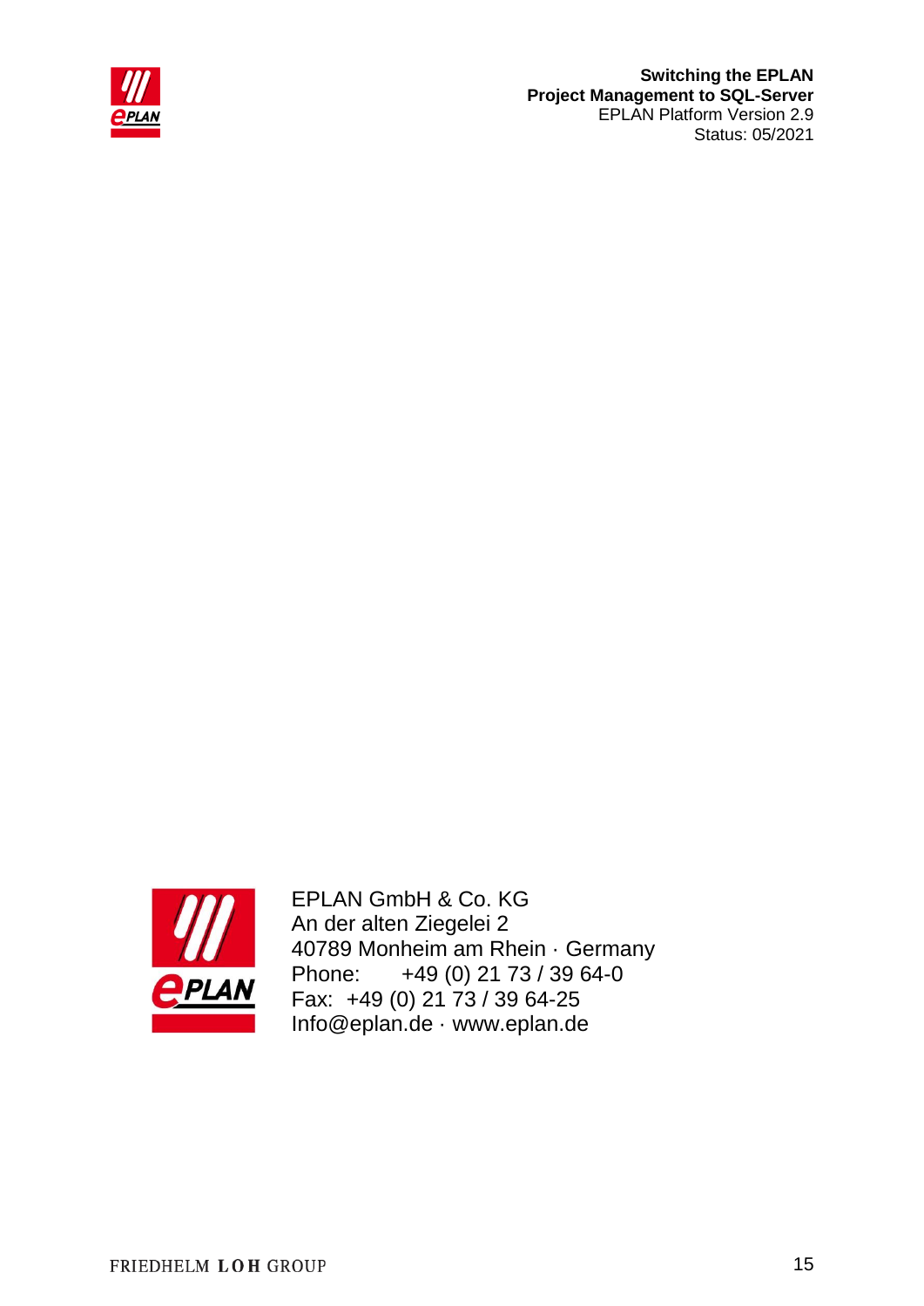EPLAN GmbH & Co. KG
An der alten Ziegelei 2
40789 Monheim am Rhein · Germany
Phone: +49 (0) 21 73 / 39 64-0
Fax: +49 (0) 21 73 / 39 64-25
Info@eplan.de · www.eplan.de